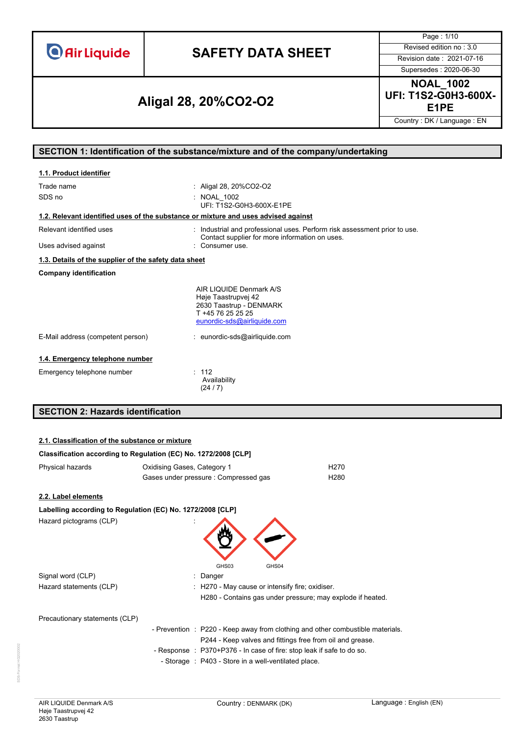| Air Liquide | **SAFETY DATA SHEET** | Page : 1/10 |
|---|---|---|
| | | Revised edition no : 3.0 |
| | | Revision date : 2021-07-16 |
| | | Supersedes : 2020-06-30 |
| **Aligal 28, 20%CO2-O2** | | **NOAL_1002** **UFI: T1S2-G0H3-600X-E1PE** |
| | | Country : DK / Language : EN |

## SECTION 1: Identification of the substance/mixture and of the company/undertaking

### 1.1. Product identifier

| | |
|---|---|
| Trade name | : Aligal 28, 20%CO2-O2 |
| SDS no | : NOAL_1002<br>UFI: T1S2-G0H3-600X-E1PE |

### 1.2. Relevant identified uses of the substance or mixture and uses advised against

| | |
|---|---|
| Relevant identified uses | : Industrial and professional uses. Perform risk assessment prior to use. Contact supplier for more information on uses. |
| Uses advised against | : Consumer use. |

### 1.3. Details of the supplier of the safety data sheet

**Company identification**

AIR LIQUIDE Denmark A/S
Høje Taastrupvej 42
2630 Taastrup - DENMARK
T +45 76 25 25 25
eunordic-sds@airliquide.com

| | |
|---|---|
| E-Mail address (competent person) | : eunordic-sds@airliquide.com |

### 1.4. Emergency telephone number

| | |
|---|---|
| Emergency telephone number | : 112<br>Availability<br>(24 / 7) |

## SECTION 2: Hazards identification

### 2.1. Classification of the substance or mixture

**Classification according to Regulation (EC) No. 1272/2008 [CLP]**

| | | |
|---|---|---|
| Physical hazards | Oxidising Gases, Category 1 | H270 |
| | Gases under pressure : Compressed gas | H280 |

### 2.2. Label elements

**Labelling according to Regulation (EC) No. 1272/2008 [CLP]**

Hazard pictograms (CLP) :

GHS03 GHS04

| | |
|---|---|
| Signal word (CLP) | : Danger |
| Hazard statements (CLP) | : H270 - May cause or intensify fire; oxidiser.<br>H280 - Contains gas under pressure; may explode if heated. |

Precautionary statements (CLP)

| | |
|---|---|
| - Prevention | : P220 - Keep away from clothing and other combustible materials.<br>P244 - Keep valves and fittings free from oil and grease. |
| - Response | : P370+P376 - In case of fire: stop leak if safe to do so. |
| - Storage | : P403 - Store in a well-ventilated place. |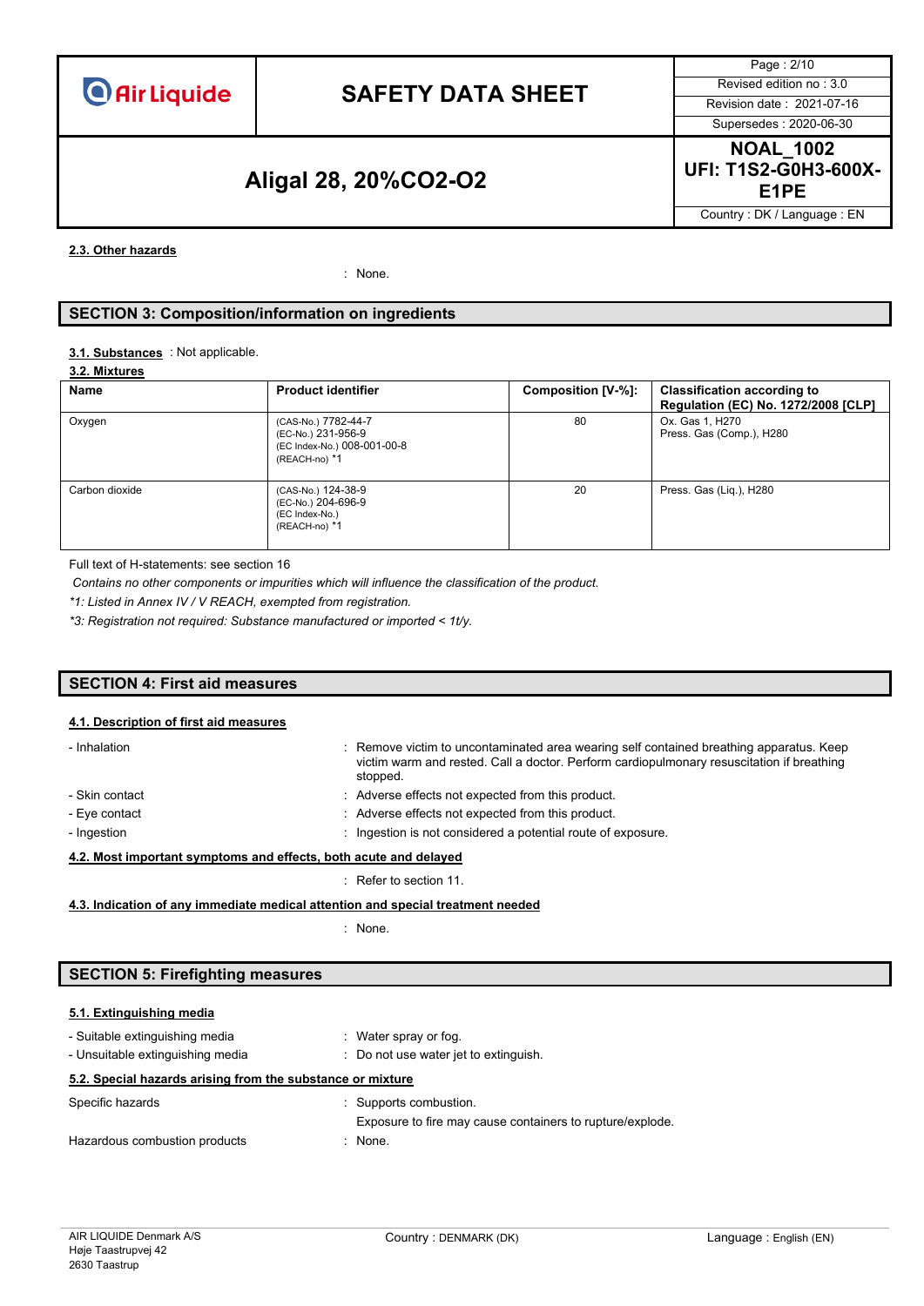#### 2.3. Other hazards

: None.

## SECTION 3: Composition/information on ingredients

**3.1. Substances** : Not applicable.

**3.2. Mixtures**

| Name | Product identifier | Composition [V-%]: | Classification according to Regulation (EC) No. 1272/2008 [CLP] |
|---|---|---|---|
| Oxygen | (CAS-No.) 7782-44-7<br>(EC-No.) 231-956-9<br>(EC Index-No.) 008-001-00-8<br>(REACH-no) *1 | 80 | Ox. Gas 1, H270<br>Press. Gas (Comp.), H280 |
| Carbon dioxide | (CAS-No.) 124-38-9<br>(EC-No.) 204-696-9<br>(EC Index-No.)<br>(REACH-no) *1 | 20 | Press. Gas (Liq.), H280 |

Full text of H-statements: see section 16

*Contains no other components or impurities which will influence the classification of the product.*

*\*1: Listed in Annex IV / V REACH, exempted from registration.*

*\*3: Registration not required: Substance manufactured or imported < 1t/y.*

## SECTION 4: First aid measures

#### 4.1. Description of first aid measures

- Inhalation : Remove victim to uncontaminated area wearing self contained breathing apparatus. Keep victim warm and rested. Call a doctor. Perform cardiopulmonary resuscitation if breathing stopped.
- Skin contact : Adverse effects not expected from this product.
- Eye contact : Adverse effects not expected from this product.
- Ingestion : Ingestion is not considered a potential route of exposure.

#### 4.2. Most important symptoms and effects, both acute and delayed

: Refer to section 11.

#### 4.3. Indication of any immediate medical attention and special treatment needed

: None.

## SECTION 5: Firefighting measures

#### 5.1. Extinguishing media

- Suitable extinguishing media : Water spray or fog.
- Unsuitable extinguishing media : Do not use water jet to extinguish.

#### 5.2. Special hazards arising from the substance or mixture

Specific hazards : Supports combustion.
Exposure to fire may cause containers to rupture/explode.

Hazardous combustion products : None.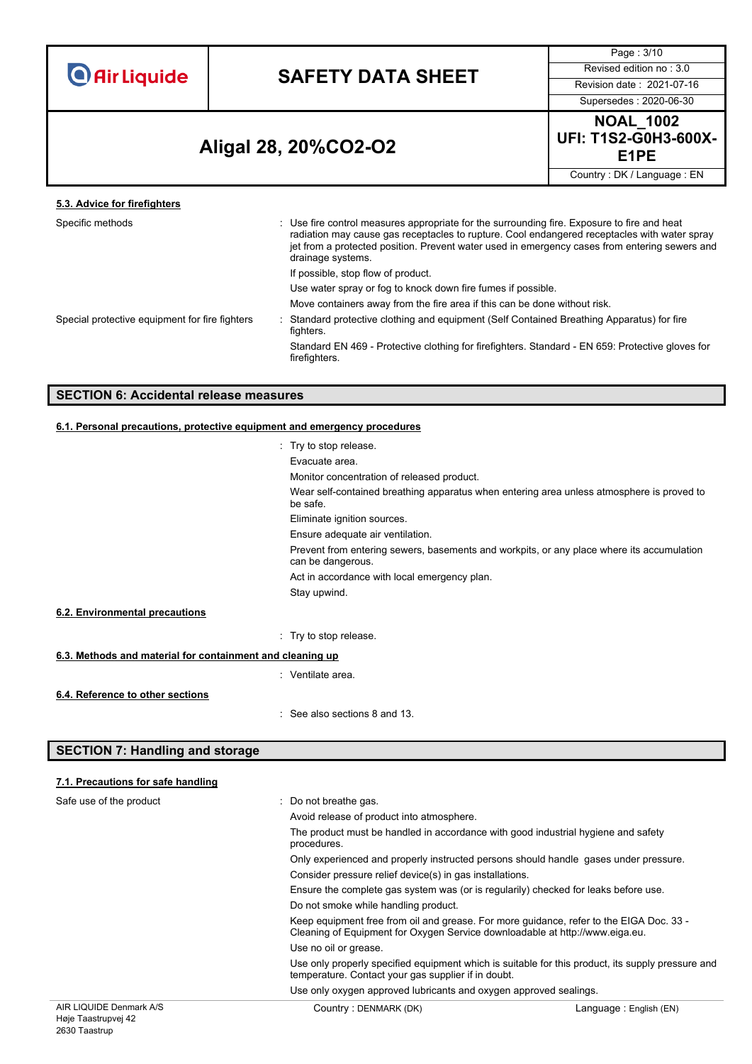### 5.3. Advice for firefighters

| | |
|---|---|
| Specific methods | : Use fire control measures appropriate for the surrounding fire. Exposure to fire and heat radiation may cause gas receptacles to rupture. Cool endangered receptacles with water spray jet from a protected position. Prevent water used in emergency cases from entering sewers and drainage systems.<br>If possible, stop flow of product.<br>Use water spray or fog to knock down fire fumes if possible.<br>Move containers away from the fire area if this can be done without risk. |
| Special protective equipment for fire fighters | : Standard protective clothing and equipment (Self Contained Breathing Apparatus) for fire fighters.<br>Standard EN 469 - Protective clothing for firefighters. Standard - EN 659: Protective gloves for firefighters. |

## SECTION 6: Accidental release measures

### 6.1. Personal precautions, protective equipment and emergency procedures

: Try to stop release.

Evacuate area.

Monitor concentration of released product.

Wear self-contained breathing apparatus when entering area unless atmosphere is proved to be safe.

Eliminate ignition sources.

Ensure adequate air ventilation.

Prevent from entering sewers, basements and workpits, or any place where its accumulation can be dangerous.

Act in accordance with local emergency plan.

Stay upwind.

### 6.2. Environmental precautions

: Try to stop release.

### 6.3. Methods and material for containment and cleaning up

: Ventilate area.

### 6.4. Reference to other sections

: See also sections 8 and 13.

## SECTION 7: Handling and storage

### 7.1. Precautions for safe handling

| | |
|---|---|
| Safe use of the product | : Do not breathe gas.<br>Avoid release of product into atmosphere.<br>The product must be handled in accordance with good industrial hygiene and safety procedures.<br>Only experienced and properly instructed persons should handle gases under pressure.<br>Consider pressure relief device(s) in gas installations.<br>Ensure the complete gas system was (or is regularily) checked for leaks before use.<br>Do not smoke while handling product.<br>Keep equipment free from oil and grease. For more guidance, refer to the EIGA Doc. 33 - Cleaning of Equipment for Oxygen Service downloadable at http://www.eiga.eu.<br>Use no oil or grease.<br>Use only properly specified equipment which is suitable for this product, its supply pressure and temperature. Contact your gas supplier if in doubt.<br>Use only oxygen approved lubricants and oxygen approved sealings. |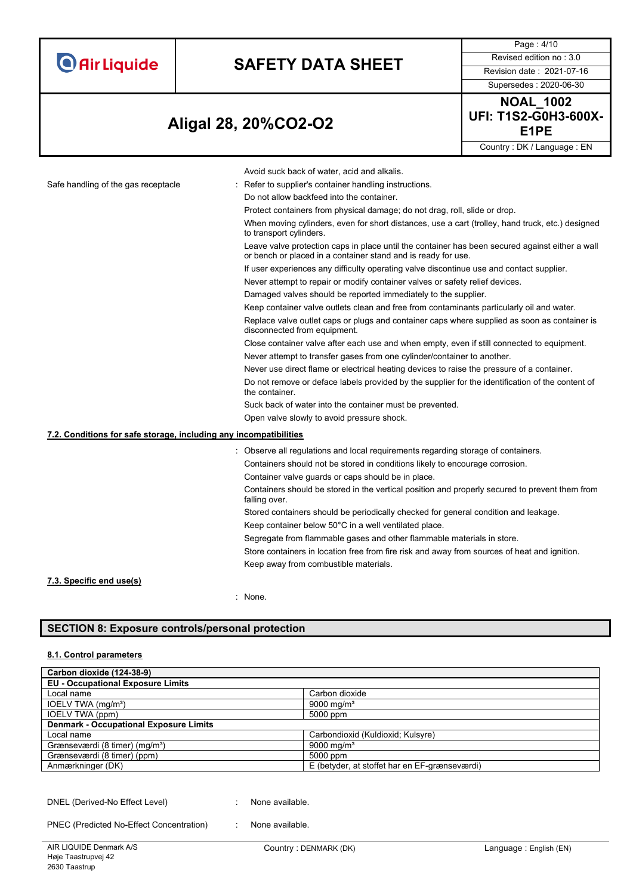Avoid suck back of water, acid and alkalis.

Safe handling of the gas receptacle : Refer to supplier's container handling instructions.

Do not allow backfeed into the container.

Protect containers from physical damage; do not drag, roll, slide or drop.

When moving cylinders, even for short distances, use a cart (trolley, hand truck, etc.) designed to transport cylinders.

Leave valve protection caps in place until the container has been secured against either a wall or bench or placed in a container stand and is ready for use.

If user experiences any difficulty operating valve discontinue use and contact supplier.

Never attempt to repair or modify container valves or safety relief devices.

Damaged valves should be reported immediately to the supplier.

Keep container valve outlets clean and free from contaminants particularly oil and water.

Replace valve outlet caps or plugs and container caps where supplied as soon as container is disconnected from equipment.

Close container valve after each use and when empty, even if still connected to equipment.

Never attempt to transfer gases from one cylinder/container to another.

Never use direct flame or electrical heating devices to raise the pressure of a container.

Do not remove or deface labels provided by the supplier for the identification of the content of the container.

Suck back of water into the container must be prevented.

Open valve slowly to avoid pressure shock.

### 7.2. Conditions for safe storage, including any incompatibilities

: Observe all regulations and local requirements regarding storage of containers.

Containers should not be stored in conditions likely to encourage corrosion.

Container valve guards or caps should be in place.

Containers should be stored in the vertical position and properly secured to prevent them from falling over.

Stored containers should be periodically checked for general condition and leakage.

Keep container below 50°C in a well ventilated place.

Segregate from flammable gases and other flammable materials in store.

Store containers in location free from fire risk and away from sources of heat and ignition.

Keep away from combustible materials.

### 7.3. Specific end use(s)

: None.

## SECTION 8: Exposure controls/personal protection

### 8.1. Control parameters

| **Carbon dioxide (124-38-9)** | |
|---|---|
| **EU - Occupational Exposure Limits** | |
| Local name | Carbon dioxide |
| IOELV TWA (mg/m³) | 9000 mg/m³ |
| IOELV TWA (ppm) | 5000 ppm |
| **Denmark - Occupational Exposure Limits** | |
| Local name | Carbondioxid (Kuldioxid; Kulsyre) |
| Grænseværdi (8 timer) (mg/m³) | 9000 mg/m³ |
| Grænseværdi (8 timer) (ppm) | 5000 ppm |
| Anmærkninger (DK) | E (betyder, at stoffet har en EF-grænseværdi) |

DNEL (Derived-No Effect Level) : None available.

PNEC (Predicted No-Effect Concentration) : None available.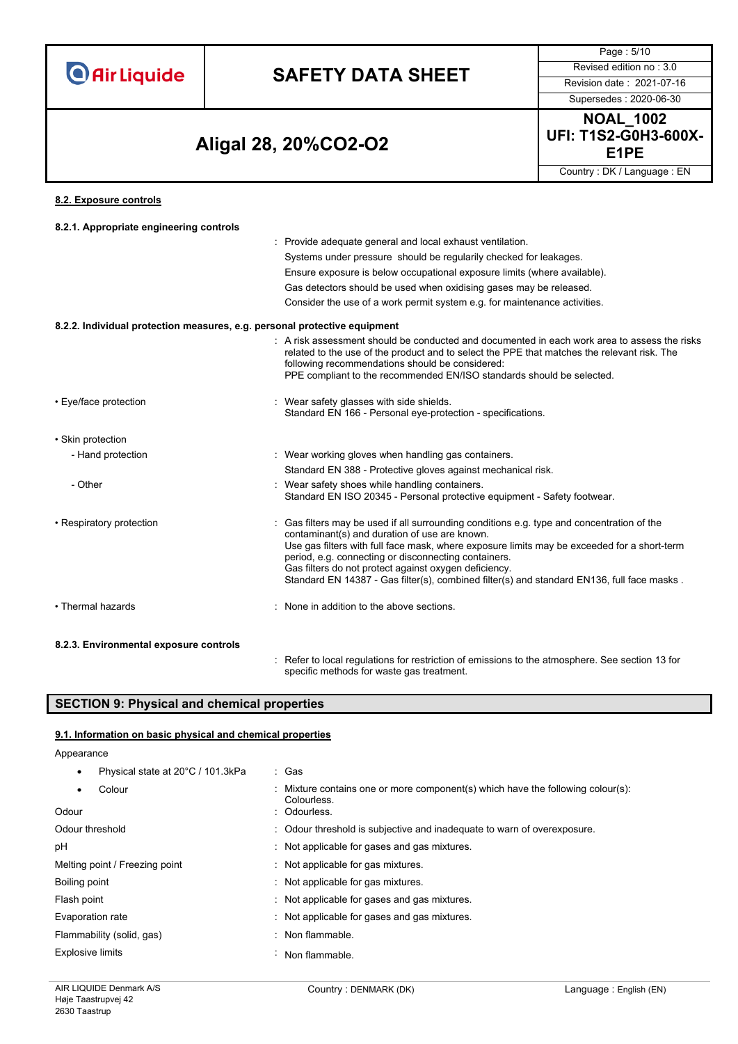#### 8.2. Exposure controls

**8.2.1. Appropriate engineering controls**

: Provide adequate general and local exhaust ventilation.
Systems under pressure should be regularly checked for leakages.
Ensure exposure is below occupational exposure limits (where available).
Gas detectors should be used when oxidising gases may be released.
Consider the use of a work permit system e.g. for maintenance activities.

**8.2.2. Individual protection measures, e.g. personal protective equipment**

: A risk assessment should be conducted and documented in each work area to assess the risks related to the use of the product and to select the PPE that matches the relevant risk. The following recommendations should be considered:
PPE compliant to the recommended EN/ISO standards should be selected.

• Eye/face protection : Wear safety glasses with side shields.
Standard EN 166 - Personal eye-protection - specifications.

• Skin protection

- Hand protection : Wear working gloves when handling gas containers.
Standard EN 388 - Protective gloves against mechanical risk.
- Other : Wear safety shoes while handling containers.
Standard EN ISO 20345 - Personal protective equipment - Safety footwear.

• Respiratory protection : Gas filters may be used if all surrounding conditions e.g. type and concentration of the contaminant(s) and duration of use are known.
Use gas filters with full face mask, where exposure limits may be exceeded for a short-term period, e.g. connecting or disconnecting containers.
Gas filters do not protect against oxygen deficiency.
Standard EN 14387 - Gas filter(s), combined filter(s) and standard EN136, full face masks .

• Thermal hazards : None in addition to the above sections.

**8.2.3. Environmental exposure controls**

: Refer to local regulations for restriction of emissions to the atmosphere. See section 13 for specific methods for waste gas treatment.

## SECTION 9: Physical and chemical properties

#### 9.1. Information on basic physical and chemical properties

Appearance

- Physical state at 20°C / 101.3kPa : Gas
- Colour : Mixture contains one or more component(s) which have the following colour(s): Colourless.

Odour : Odourless.

Odour threshold : Odour threshold is subjective and inadequate to warn of overexposure.

pH : Not applicable for gases and gas mixtures.

Melting point / Freezing point : Not applicable for gas mixtures.

Boiling point : Not applicable for gas mixtures.

Flash point : Not applicable for gases and gas mixtures.

Evaporation rate : Not applicable for gases and gas mixtures.

Flammability (solid, gas) : Non flammable.

Explosive limits : Non flammable.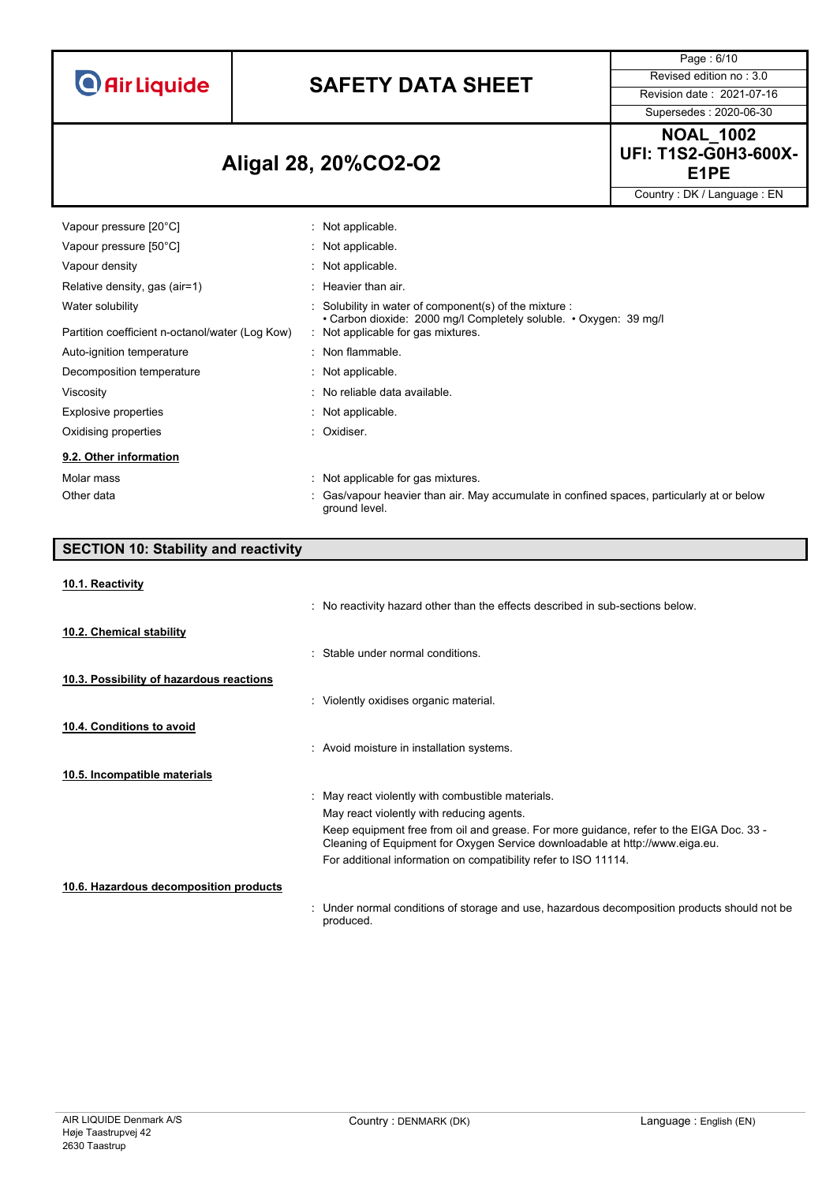| | |
|---|---|
| Vapour pressure [20°C] | : Not applicable. |
| Vapour pressure [50°C] | : Not applicable. |
| Vapour density | : Not applicable. |
| Relative density, gas (air=1) | : Heavier than air. |
| Water solubility | : Solubility in water of component(s) of the mixture :<br>• Carbon dioxide: 2000 mg/l Completely soluble. • Oxygen: 39 mg/l |
| Partition coefficient n-octanol/water (Log Kow) | : Not applicable for gas mixtures. |
| Auto-ignition temperature | : Non flammable. |
| Decomposition temperature | : Not applicable. |
| Viscosity | : No reliable data available. |
| Explosive properties | : Not applicable. |
| Oxidising properties | : Oxidiser. |

### 9.2. Other information

| | |
|---|---|
| Molar mass | : Not applicable for gas mixtures. |
| Other data | : Gas/vapour heavier than air. May accumulate in confined spaces, particularly at or below ground level. |

## SECTION 10: Stability and reactivity

### 10.1. Reactivity

: No reactivity hazard other than the effects described in sub-sections below.

### 10.2. Chemical stability

: Stable under normal conditions.

### 10.3. Possibility of hazardous reactions

: Violently oxidises organic material.

### 10.4. Conditions to avoid

: Avoid moisture in installation systems.

### 10.5. Incompatible materials

: May react violently with combustible materials.

May react violently with reducing agents.

Keep equipment free from oil and grease. For more guidance, refer to the EIGA Doc. 33 - Cleaning of Equipment for Oxygen Service downloadable at http://www.eiga.eu.

For additional information on compatibility refer to ISO 11114.

### 10.6. Hazardous decomposition products

: Under normal conditions of storage and use, hazardous decomposition products should not be produced.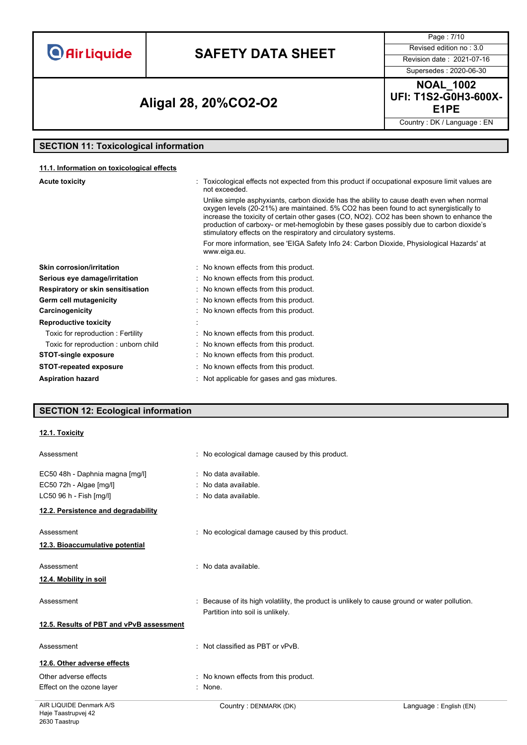## SECTION 11: Toxicological information

### 11.1. Information on toxicological effects

| | |
|---|---|
| **Acute toxicity** | : Toxicological effects not expected from this product if occupational exposure limit values are not exceeded. Unlike simple asphyxiants, carbon dioxide has the ability to cause death even when normal oxygen levels (20-21%) are maintained. 5% $CO_2$ has been found to act synergistically to increase the toxicity of certain other gases (CO, $NO_2$). $CO_2$ has been shown to enhance the production of carboxy- or met-hemoglobin by these gases possibly due to carbon dioxide's stimulatory effects on the respiratory and circulatory systems. For more information, see 'EIGA Safety Info 24: Carbon Dioxide, Physiological Hazards' at www.eiga.eu. |
| **Skin corrosion/irritation** | : No known effects from this product. |
| **Serious eye damage/irritation** | : No known effects from this product. |
| **Respiratory or skin sensitisation** | : No known effects from this product. |
| **Germ cell mutagenicity** | : No known effects from this product. |
| **Carcinogenicity** | : No known effects from this product. |
| **Reproductive toxicity** | : |
| Toxic for reproduction : Fertility | : No known effects from this product. |
| Toxic for reproduction : unborn child | : No known effects from this product. |
| **STOT-single exposure** | : No known effects from this product. |
| **STOT-repeated exposure** | : No known effects from this product. |
| **Aspiration hazard** | : Not applicable for gases and gas mixtures. |

## SECTION 12: Ecological information

### 12.1. Toxicity

| | |
|---|---|
| Assessment | : No ecological damage caused by this product. |
| EC50 48h - Daphnia magna [mg/l] | : No data available. |
| EC50 72h - Algae [mg/l] | : No data available. |
| LC50 96 h - Fish [mg/l] | : No data available. |

### 12.2. Persistence and degradability

| | |
|---|---|
| Assessment | : No ecological damage caused by this product. |

### 12.3. Bioaccumulative potential

| | |
|---|---|
| Assessment | : No data available. |

### 12.4. Mobility in soil

| | |
|---|---|
| Assessment | : Because of its high volatility, the product is unlikely to cause ground or water pollution. Partition into soil is unlikely. |

### 12.5. Results of PBT and vPvB assessment

| | |
|---|---|
| Assessment | : Not classified as PBT or vPvB. |

### 12.6. Other adverse effects

| | |
|---|---|
| Other adverse effects | : No known effects from this product. |
| Effect on the ozone layer | : None. |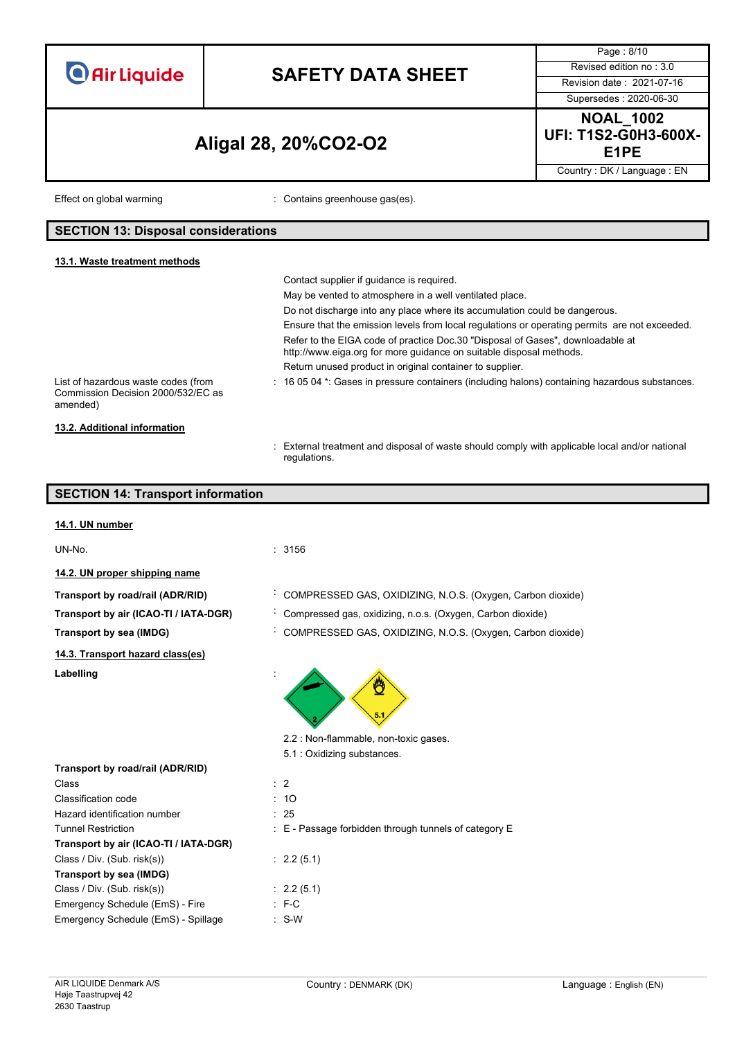Effect on global warming : Contains greenhouse gas(es).

## SECTION 13: Disposal considerations

### 13.1. Waste treatment methods

Contact supplier if guidance is required.

May be vented to atmosphere in a well ventilated place.

Do not discharge into any place where its accumulation could be dangerous.

Ensure that the emission levels from local regulations or operating permits are not exceeded.

Refer to the EIGA code of practice Doc.30 "Disposal of Gases", downloadable at http://www.eiga.org for more guidance on suitable disposal methods.

Return unused product in original container to supplier.

List of hazardous waste codes (from Commission Decision 2000/532/EC as amended) : 16 05 04 *: Gases in pressure containers (including halons) containing hazardous substances.

### 13.2. Additional information

: External treatment and disposal of waste should comply with applicable local and/or national regulations.

## SECTION 14: Transport information

### 14.1. UN number

UN-No. : 3156

### 14.2. UN proper shipping name

**Transport by road/rail (ADR/RID)** : COMPRESSED GAS, OXIDIZING, N.O.S. (Oxygen, Carbon dioxide)

**Transport by air (ICAO-TI / IATA-DGR)** : Compressed gas, oxidizing, n.o.s. (Oxygen, Carbon dioxide)

**Transport by sea (IMDG)** : COMPRESSED GAS, OXIDIZING, N.O.S. (Oxygen, Carbon dioxide)

### 14.3. Transport hazard class(es)

**Labelling** :

2.2 : Non-flammable, non-toxic gases.

5.1 : Oxidizing substances.

**Transport by road/rail (ADR/RID)**

| | |
|---|---|
| Class | 2 |
| Classification code | 1O |
| Hazard identification number | 25 |
| Tunnel Restriction | E - Passage forbidden through tunnels of category E |

**Transport by air (ICAO-TI / IATA-DGR)**

| | |
|---|---|
| Class / Div. (Sub. risk(s)) | 2.2 (5.1) |

**Transport by sea (IMDG)**

| | |
|---|---|
| Class / Div. (Sub. risk(s)) | 2.2 (5.1) |
| Emergency Schedule (EmS) - Fire | F-C |
| Emergency Schedule (EmS) - Spillage | S-W |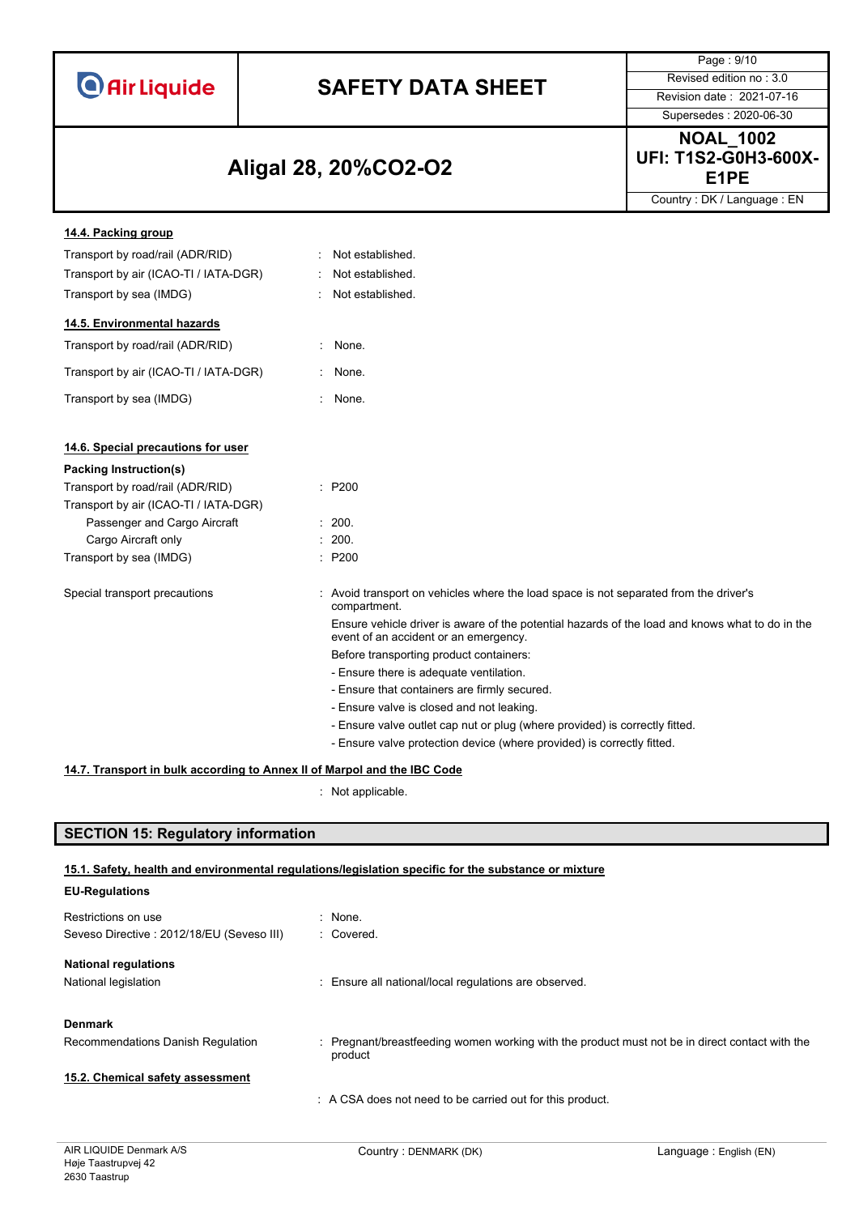#### 14.4. Packing group

| | |
|---|---|
| Transport by road/rail (ADR/RID) | : Not established. |
| Transport by air (ICAO-TI / IATA-DGR) | : Not established. |
| Transport by sea (IMDG) | : Not established. |

#### 14.5. Environmental hazards

| | |
|---|---|
| Transport by road/rail (ADR/RID) | : None. |
| Transport by air (ICAO-TI / IATA-DGR) | : None. |
| Transport by sea (IMDG) | : None. |

#### 14.6. Special precautions for user

**Packing Instruction(s)**

| | |
|---|---|
| Transport by road/rail (ADR/RID) | : P200 |
| Transport by air (ICAO-TI / IATA-DGR) | |
| Passenger and Cargo Aircraft | : 200. |
| Cargo Aircraft only | : 200. |
| Transport by sea (IMDG) | : P200 |

Special transport precautions : Avoid transport on vehicles where the load space is not separated from the driver's compartment.

Ensure vehicle driver is aware of the potential hazards of the load and knows what to do in the event of an accident or an emergency.

Before transporting product containers:

- Ensure there is adequate ventilation.
- Ensure that containers are firmly secured.
- Ensure valve is closed and not leaking.
- Ensure valve outlet cap nut or plug (where provided) is correctly fitted.
- Ensure valve protection device (where provided) is correctly fitted.

#### 14.7. Transport in bulk according to Annex II of Marpol and the IBC Code

: Not applicable.

## SECTION 15: Regulatory information

#### 15.1. Safety, health and environmental regulations/legislation specific for the substance or mixture

**EU-Regulations**

| | |
|---|---|
| Restrictions on use | : None. |
| Seveso Directive : 2012/18/EU (Seveso III) | : Covered. |

**National regulations**

| | |
|---|---|
| National legislation | : Ensure all national/local regulations are observed. |

**Denmark**

| | |
|---|---|
| Recommendations Danish Regulation | : Pregnant/breastfeeding women working with the product must not be in direct contact with the product |

#### 15.2. Chemical safety assessment

: A CSA does not need to be carried out for this product.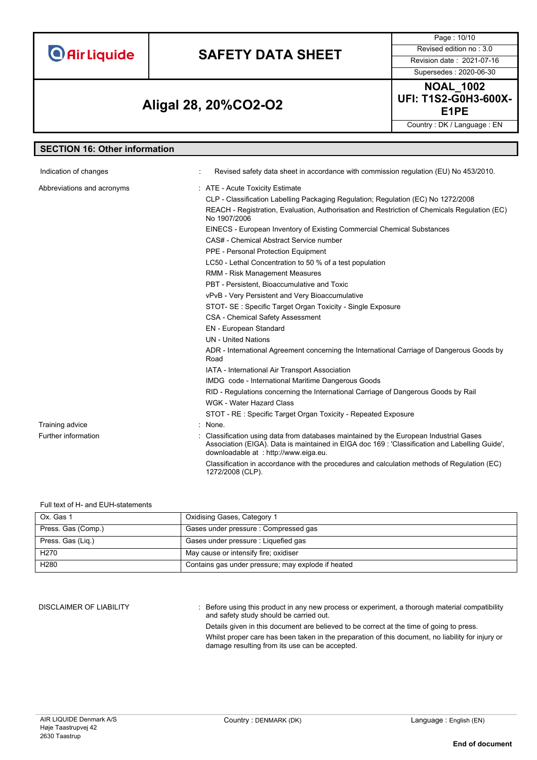## SECTION 16: Other information

Indication of changes : Revised safety data sheet in accordance with commission regulation (EU) No 453/2010.

Abbreviations and acronyms : ATE - Acute Toxicity Estimate

CLP - Classification Labelling Packaging Regulation; Regulation (EC) No 1272/2008

REACH - Registration, Evaluation, Authorisation and Restriction of Chemicals Regulation (EC) No 1907/2006

EINECS - European Inventory of Existing Commercial Chemical Substances

CAS# - Chemical Abstract Service number

PPE - Personal Protection Equipment

LC50 - Lethal Concentration to 50 % of a test population

RMM - Risk Management Measures

PBT - Persistent, Bioaccumulative and Toxic

vPvB - Very Persistent and Very Bioaccumulative

STOT- SE : Specific Target Organ Toxicity - Single Exposure

CSA - Chemical Safety Assessment

EN - European Standard

UN - United Nations

ADR - International Agreement concerning the International Carriage of Dangerous Goods by Road

IATA - International Air Transport Association

IMDG code - International Maritime Dangerous Goods

RID - Regulations concerning the International Carriage of Dangerous Goods by Rail

WGK - Water Hazard Class

STOT - RE : Specific Target Organ Toxicity - Repeated Exposure

Training advice : None.

Further information : Classification using data from databases maintained by the European Industrial Gases Association (EIGA). Data is maintained in EIGA doc 169 : 'Classification and Labelling Guide', downloadable at : http://www.eiga.eu.

Classification in accordance with the procedures and calculation methods of Regulation (EC) 1272/2008 (CLP).

Full text of H- and EUH-statements

| | |
|---|---|
| Ox. Gas 1 | Oxidising Gases, Category 1 |
| Press. Gas (Comp.) | Gases under pressure : Compressed gas |
| Press. Gas (Liq.) | Gases under pressure : Liquefied gas |
| H270 | May cause or intensify fire; oxidiser |
| H280 | Contains gas under pressure; may explode if heated |

DISCLAIMER OF LIABILITY : Before using this product in any new process or experiment, a thorough material compatibility and safety study should be carried out.

Details given in this document are believed to be correct at the time of going to press.

Whilst proper care has been taken in the preparation of this document, no liability for injury or damage resulting from its use can be accepted.

End of document